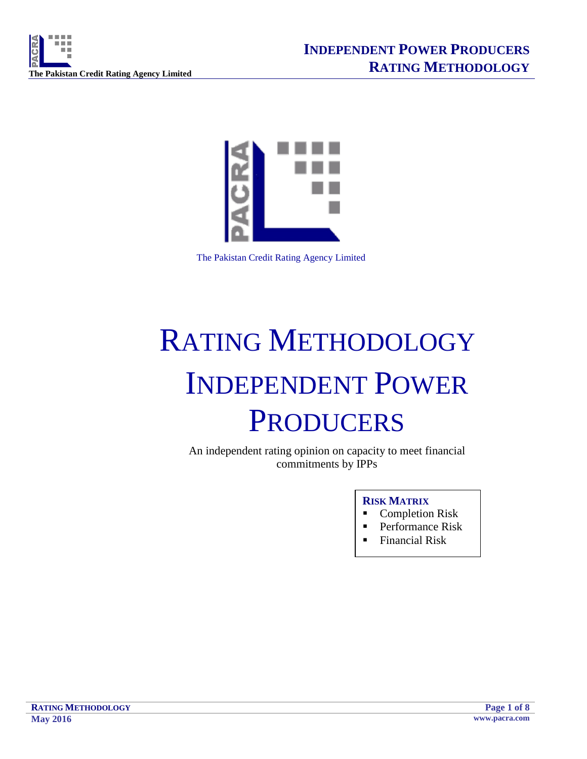The Pakistan Credit Rating Agency Limited

# RATING METHODOLOGY INDEPENDENT POWER PRODUCERS

An independent rating opinion on capacity to meet financial commitments by IPPs

**RISK MATRIX**

- Completion Risk
- Performance Risk
- Financial Risk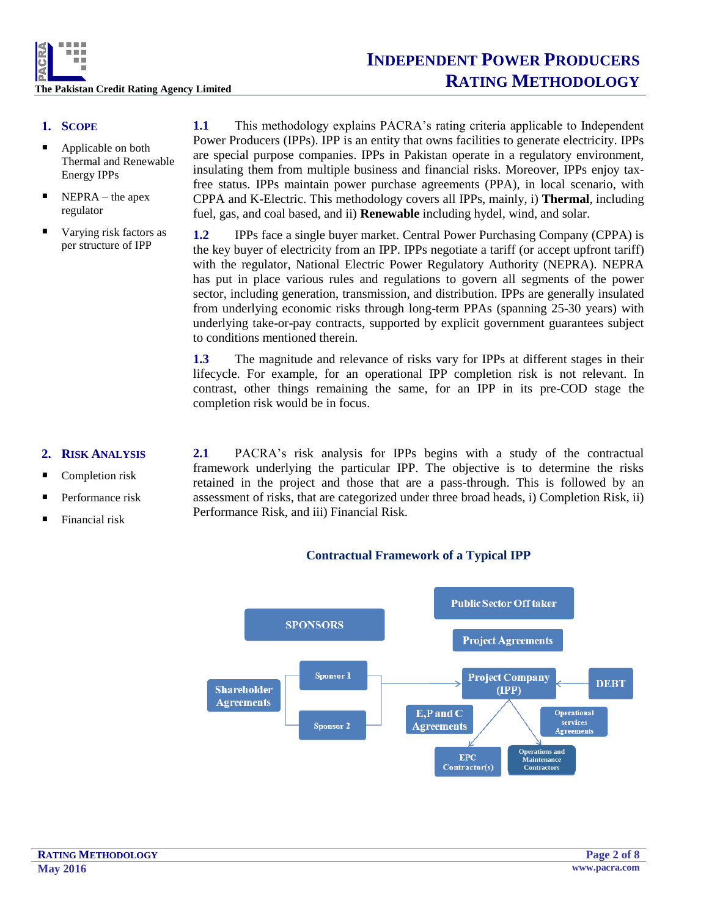## 1. SCOPE

- Applicable on both Thermal and Renewable Energy IPPs
- NEPRA – the apex regulator
- Varying risk factors as per structure of IPP

**1.1** This methodology explains PACRA's rating criteria applicable to Independent Power Producers (IPPs). IPP is an entity that owns facilities to generate electricity. IPPs are special purpose companies. IPPs in Pakistan operate in a regulatory environment, insulating them from multiple business and financial risks. Moreover, IPPs enjoy tax-free status. IPPs maintain power purchase agreements (PPA), in local scenario, with CPPA and K-Electric. This methodology covers all IPPs, mainly, i) **Thermal**, including fuel, gas, and coal based, and ii) **Renewable** including hydel, wind, and solar.

**1.2** IPPs face a single buyer market. Central Power Purchasing Company (CPPA) is the key buyer of electricity from an IPP. IPPs negotiate a tariff (or accept upfront tariff) with the regulator, National Electric Power Regulatory Authority (NEPRA). NEPRA has put in place various rules and regulations to govern all segments of the power sector, including generation, transmission, and distribution. IPPs are generally insulated from underlying economic risks through long-term PPAs (spanning 25-30 years) with underlying take-or-pay contracts, supported by explicit government guarantees subject to conditions mentioned therein.

**1.3** The magnitude and relevance of risks vary for IPPs at different stages in their lifecycle. For example, for an operational IPP completion risk is not relevant. In contrast, other things remaining the same, for an IPP in its pre-COD stage the completion risk would be in focus.

## 2. RISK ANALYSIS

- Completion risk
- Performance risk
- Financial risk

**2.1** PACRA's risk analysis for IPPs begins with a study of the contractual framework underlying the particular IPP. The objective is to determine the risks retained in the project and those that are a pass-through. This is followed by an assessment of risks, that are categorized under three broad heads, i) Completion Risk, ii) Performance Risk, and iii) Financial Risk.

**Contractual Framework of a Typical IPP**

SPONSORS — Sponsor 1, Sponsor 2 — Shareholder Agreements

Public Sector Off taker — Project Agreements

Project Company (IPP) — DEBT

E,P and C Agreements — EPC Contractor(s)

Operational services Agreements — Operations and Maintenance Contractors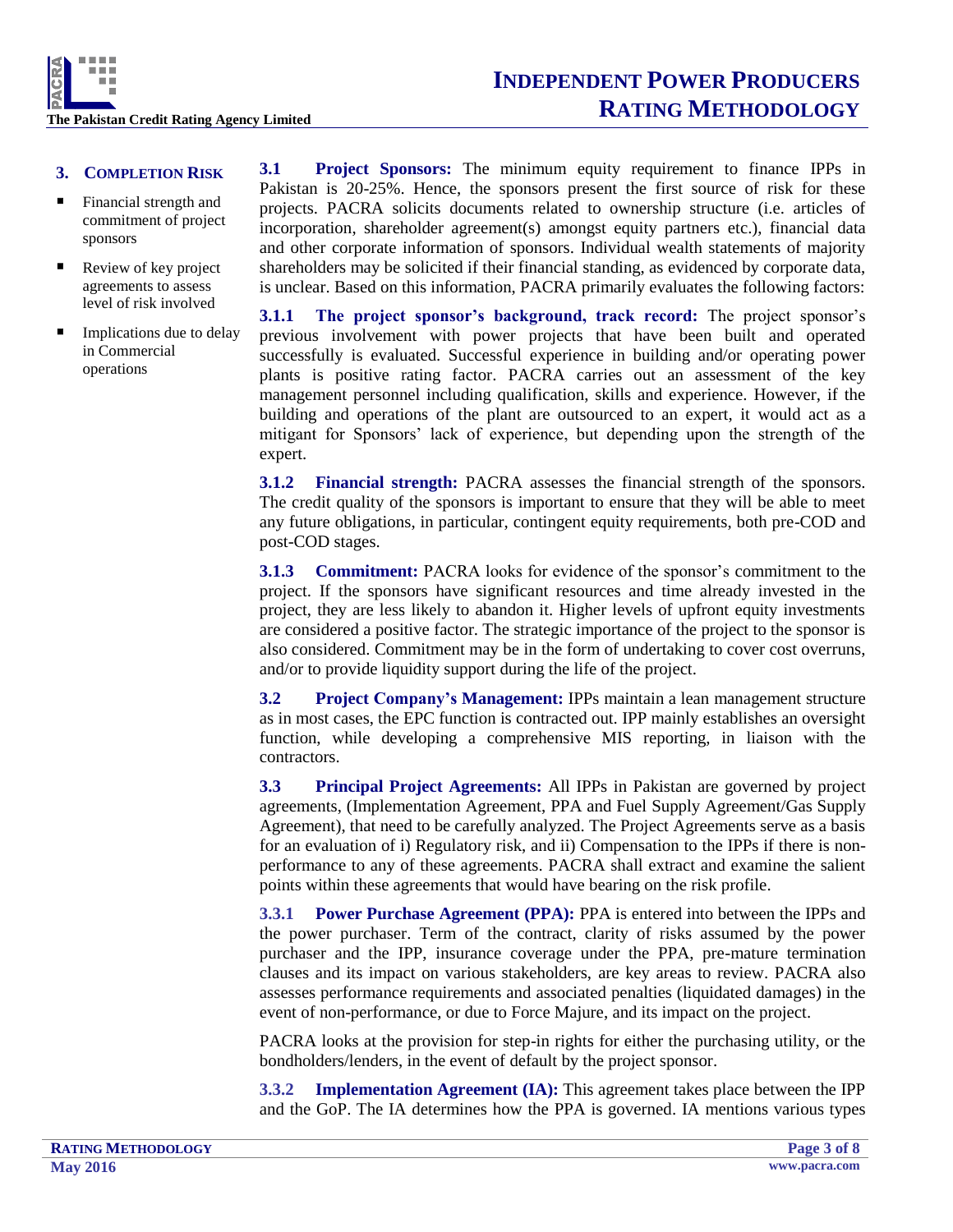## 3. COMPLETION RISK

- Financial strength and commitment of project sponsors
- Review of key project agreements to assess level of risk involved
- Implications due to delay in Commercial operations

**3.1 Project Sponsors:** The minimum equity requirement to finance IPPs in Pakistan is 20-25%. Hence, the sponsors present the first source of risk for these projects. PACRA solicits documents related to ownership structure (i.e. articles of incorporation, shareholder agreement(s) amongst equity partners etc.), financial data and other corporate information of sponsors. Individual wealth statements of majority shareholders may be solicited if their financial standing, as evidenced by corporate data, is unclear. Based on this information, PACRA primarily evaluates the following factors:

**3.1.1 The project sponsor's background, track record:** The project sponsor's previous involvement with power projects that have been built and operated successfully is evaluated. Successful experience in building and/or operating power plants is positive rating factor. PACRA carries out an assessment of the key management personnel including qualification, skills and experience. However, if the building and operations of the plant are outsourced to an expert, it would act as a mitigant for Sponsors' lack of experience, but depending upon the strength of the expert.

**3.1.2 Financial strength:** PACRA assesses the financial strength of the sponsors. The credit quality of the sponsors is important to ensure that they will be able to meet any future obligations, in particular, contingent equity requirements, both pre-COD and post-COD stages.

**3.1.3 Commitment:** PACRA looks for evidence of the sponsor's commitment to the project. If the sponsors have significant resources and time already invested in the project, they are less likely to abandon it. Higher levels of upfront equity investments are considered a positive factor. The strategic importance of the project to the sponsor is also considered. Commitment may be in the form of undertaking to cover cost overruns, and/or to provide liquidity support during the life of the project.

**3.2 Project Company's Management:** IPPs maintain a lean management structure as in most cases, the EPC function is contracted out. IPP mainly establishes an oversight function, while developing a comprehensive MIS reporting, in liaison with the contractors.

**3.3 Principal Project Agreements:** All IPPs in Pakistan are governed by project agreements, (Implementation Agreement, PPA and Fuel Supply Agreement/Gas Supply Agreement), that need to be carefully analyzed. The Project Agreements serve as a basis for an evaluation of i) Regulatory risk, and ii) Compensation to the IPPs if there is non-performance to any of these agreements. PACRA shall extract and examine the salient points within these agreements that would have bearing on the risk profile.

**3.3.1 Power Purchase Agreement (PPA):** PPA is entered into between the IPPs and the power purchaser. Term of the contract, clarity of risks assumed by the power purchaser and the IPP, insurance coverage under the PPA, pre-mature termination clauses and its impact on various stakeholders, are key areas to review. PACRA also assesses performance requirements and associated penalties (liquidated damages) in the event of non-performance, or due to Force Majure, and its impact on the project.

PACRA looks at the provision for step-in rights for either the purchasing utility, or the bondholders/lenders, in the event of default by the project sponsor.

**3.3.2 Implementation Agreement (IA):** This agreement takes place between the IPP and the GoP. The IA determines how the PPA is governed. IA mentions various types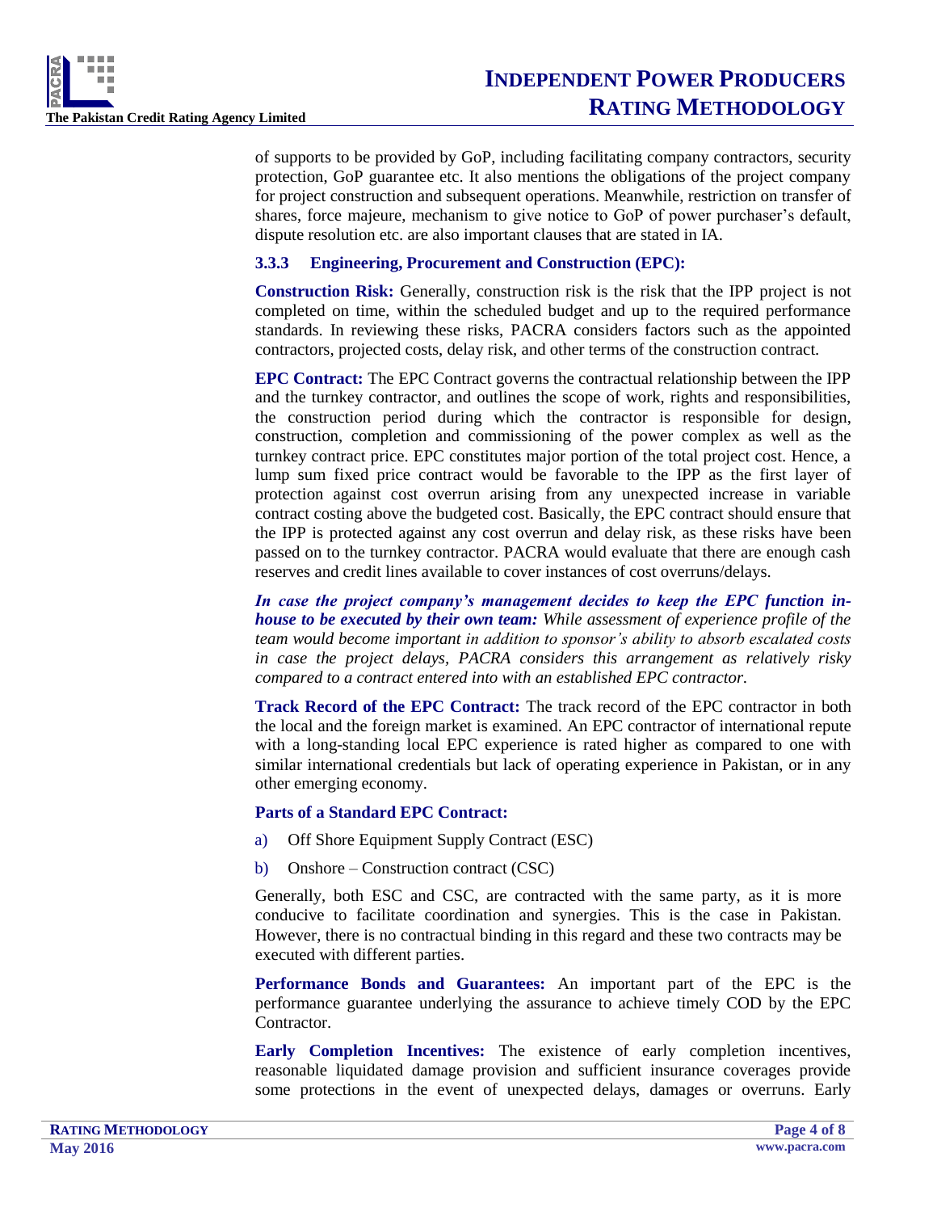of supports to be provided by GoP, including facilitating company contractors, security protection, GoP guarantee etc. It also mentions the obligations of the project company for project construction and subsequent operations. Meanwhile, restriction on transfer of shares, force majeure, mechanism to give notice to GoP of power purchaser's default, dispute resolution etc. are also important clauses that are stated in IA.

### 3.3.3 Engineering, Procurement and Construction (EPC):

**Construction Risk:** Generally, construction risk is the risk that the IPP project is not completed on time, within the scheduled budget and up to the required performance standards. In reviewing these risks, PACRA considers factors such as the appointed contractors, projected costs, delay risk, and other terms of the construction contract.

**EPC Contract:** The EPC Contract governs the contractual relationship between the IPP and the turnkey contractor, and outlines the scope of work, rights and responsibilities, the construction period during which the contractor is responsible for design, construction, completion and commissioning of the power complex as well as the turnkey contract price. EPC constitutes major portion of the total project cost. Hence, a lump sum fixed price contract would be favorable to the IPP as the first layer of protection against cost overrun arising from any unexpected increase in variable contract costing above the budgeted cost. Basically, the EPC contract should ensure that the IPP is protected against any cost overrun and delay risk, as these risks have been passed on to the turnkey contractor. PACRA would evaluate that there are enough cash reserves and credit lines available to cover instances of cost overruns/delays.

***In case the project company's management decides to keep the EPC function in-house to be executed by their own team:*** *While assessment of experience profile of the team would become important in addition to sponsor's ability to absorb escalated costs in case the project delays, PACRA considers this arrangement as relatively risky compared to a contract entered into with an established EPC contractor.*

**Track Record of the EPC Contract:** The track record of the EPC contractor in both the local and the foreign market is examined. An EPC contractor of international repute with a long-standing local EPC experience is rated higher as compared to one with similar international credentials but lack of operating experience in Pakistan, or in any other emerging economy.

**Parts of a Standard EPC Contract:**

a) Off Shore Equipment Supply Contract (ESC)

b) Onshore – Construction contract (CSC)

Generally, both ESC and CSC, are contracted with the same party, as it is more conducive to facilitate coordination and synergies. This is the case in Pakistan. However, there is no contractual binding in this regard and these two contracts may be executed with different parties.

**Performance Bonds and Guarantees:** An important part of the EPC is the performance guarantee underlying the assurance to achieve timely COD by the EPC Contractor.

**Early Completion Incentives:** The existence of early completion incentives, reasonable liquidated damage provision and sufficient insurance coverages provide some protections in the event of unexpected delays, damages or overruns. Early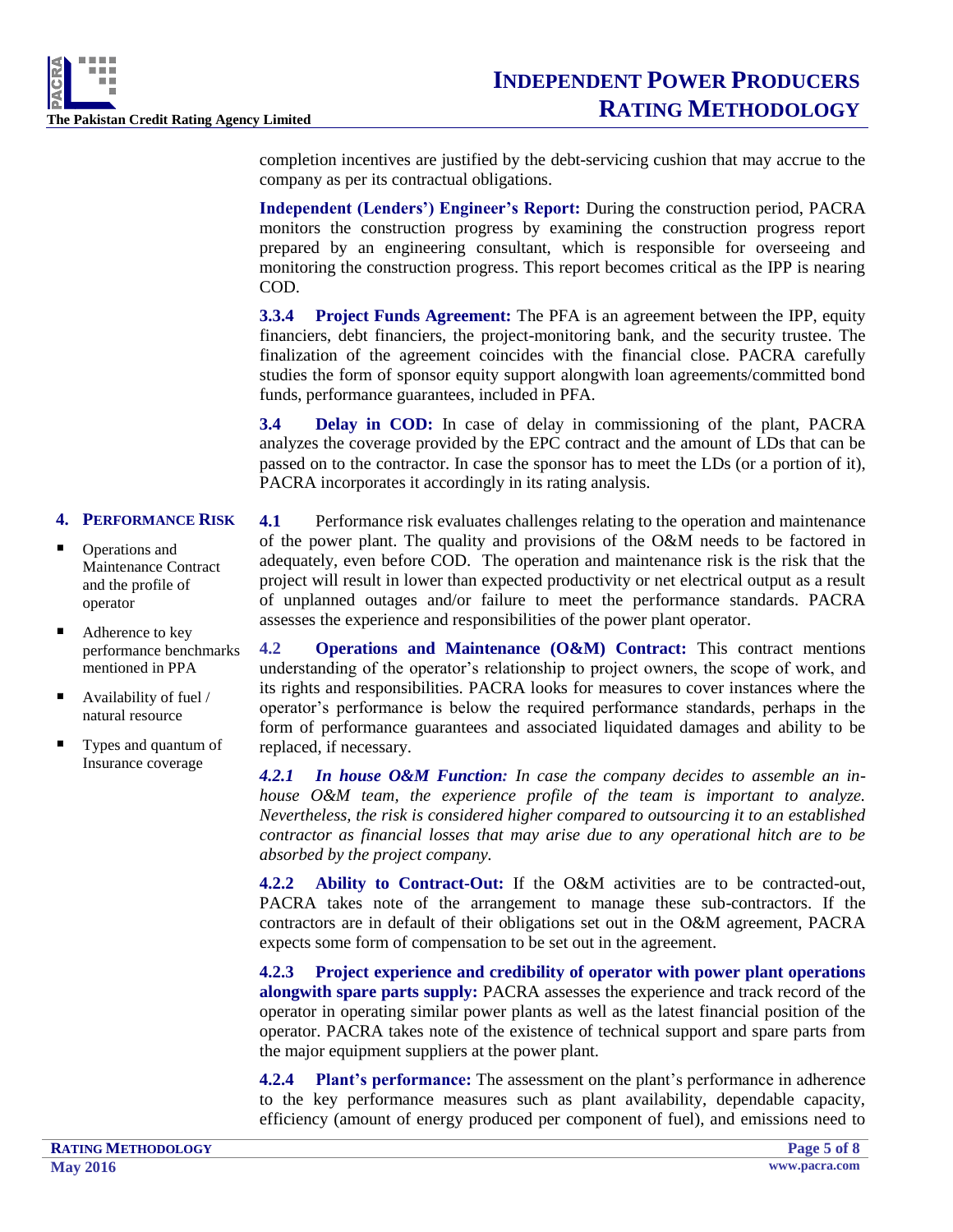completion incentives are justified by the debt-servicing cushion that may accrue to the company as per its contractual obligations.

**Independent (Lenders') Engineer's Report:** During the construction period, PACRA monitors the construction progress by examining the construction progress report prepared by an engineering consultant, which is responsible for overseeing and monitoring the construction progress. This report becomes critical as the IPP is nearing COD.

**3.3.4 Project Funds Agreement:** The PFA is an agreement between the IPP, equity financiers, debt financiers, the project-monitoring bank, and the security trustee. The finalization of the agreement coincides with the financial close. PACRA carefully studies the form of sponsor equity support alongwith loan agreements/committed bond funds, performance guarantees, included in PFA.

**3.4 Delay in COD:** In case of delay in commissioning of the plant, PACRA analyzes the coverage provided by the EPC contract and the amount of LDs that can be passed on to the contractor. In case the sponsor has to meet the LDs (or a portion of it), PACRA incorporates it accordingly in its rating analysis.

## 4. PERFORMANCE RISK

- Operations and Maintenance Contract and the profile of operator
- Adherence to key performance benchmarks mentioned in PPA
- Availability of fuel / natural resource
- Types and quantum of Insurance coverage

**4.1** Performance risk evaluates challenges relating to the operation and maintenance of the power plant. The quality and provisions of the O&M needs to be factored in adequately, even before COD. The operation and maintenance risk is the risk that the project will result in lower than expected productivity or net electrical output as a result of unplanned outages and/or failure to meet the performance standards. PACRA assesses the experience and responsibilities of the power plant operator.

**4.2 Operations and Maintenance (O&M) Contract:** This contract mentions understanding of the operator's relationship to project owners, the scope of work, and its rights and responsibilities. PACRA looks for measures to cover instances where the operator's performance is below the required performance standards, perhaps in the form of performance guarantees and associated liquidated damages and ability to be replaced, if necessary.

***4.2.1 In house O&M Function:*** *In case the company decides to assemble an in-house O&M team, the experience profile of the team is important to analyze. Nevertheless, the risk is considered higher compared to outsourcing it to an established contractor as financial losses that may arise due to any operational hitch are to be absorbed by the project company.*

**4.2.2 Ability to Contract-Out:** If the O&M activities are to be contracted-out, PACRA takes note of the arrangement to manage these sub-contractors. If the contractors are in default of their obligations set out in the O&M agreement, PACRA expects some form of compensation to be set out in the agreement.

**4.2.3 Project experience and credibility of operator with power plant operations alongwith spare parts supply:** PACRA assesses the experience and track record of the operator in operating similar power plants as well as the latest financial position of the operator. PACRA takes note of the existence of technical support and spare parts from the major equipment suppliers at the power plant.

**4.2.4 Plant's performance:** The assessment on the plant's performance in adherence to the key performance measures such as plant availability, dependable capacity, efficiency (amount of energy produced per component of fuel), and emissions need to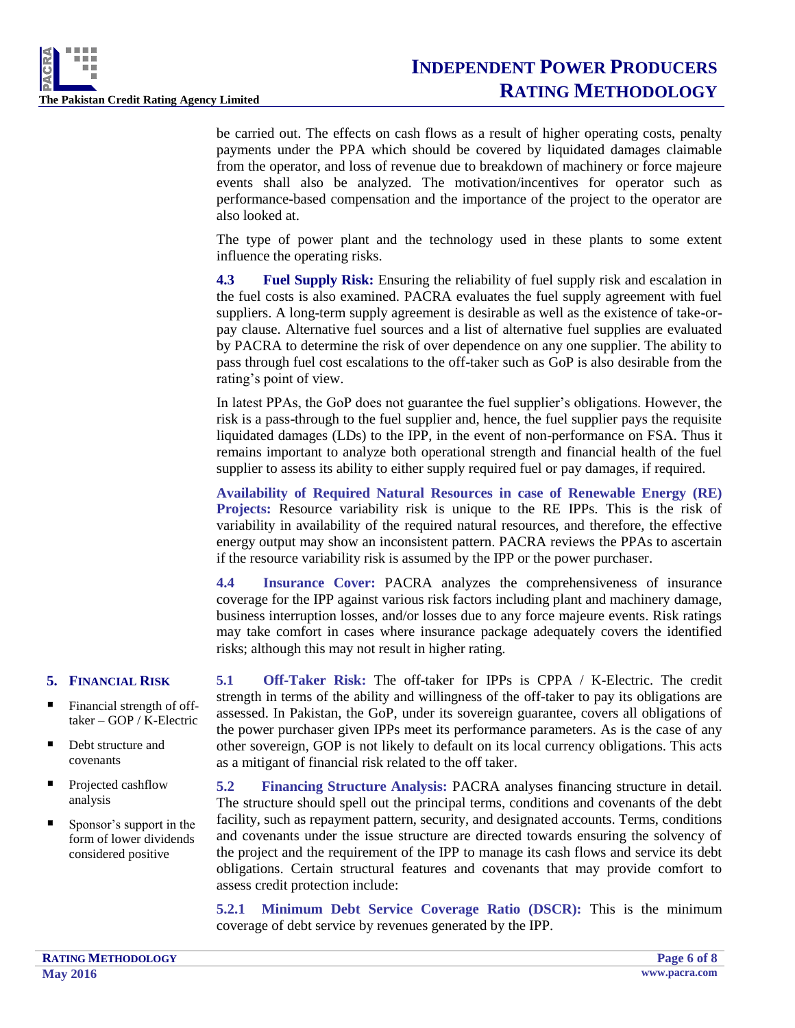be carried out. The effects on cash flows as a result of higher operating costs, penalty payments under the PPA which should be covered by liquidated damages claimable from the operator, and loss of revenue due to breakdown of machinery or force majeure events shall also be analyzed. The motivation/incentives for operator such as performance-based compensation and the importance of the project to the operator are also looked at.

The type of power plant and the technology used in these plants to some extent influence the operating risks.

**4.3 Fuel Supply Risk:** Ensuring the reliability of fuel supply risk and escalation in the fuel costs is also examined. PACRA evaluates the fuel supply agreement with fuel suppliers. A long-term supply agreement is desirable as well as the existence of take-or-pay clause. Alternative fuel sources and a list of alternative fuel supplies are evaluated by PACRA to determine the risk of over dependence on any one supplier. The ability to pass through fuel cost escalations to the off-taker such as GoP is also desirable from the rating's point of view.

In latest PPAs, the GoP does not guarantee the fuel supplier's obligations. However, the risk is a pass-through to the fuel supplier and, hence, the fuel supplier pays the requisite liquidated damages (LDs) to the IPP, in the event of non-performance on FSA. Thus it remains important to analyze both operational strength and financial health of the fuel supplier to assess its ability to either supply required fuel or pay damages, if required.

**Availability of Required Natural Resources in case of Renewable Energy (RE) Projects:** Resource variability risk is unique to the RE IPPs. This is the risk of variability in availability of the required natural resources, and therefore, the effective energy output may show an inconsistent pattern. PACRA reviews the PPAs to ascertain if the resource variability risk is assumed by the IPP or the power purchaser.

**4.4 Insurance Cover:** PACRA analyzes the comprehensiveness of insurance coverage for the IPP against various risk factors including plant and machinery damage, business interruption losses, and/or losses due to any force majeure events. Risk ratings may take comfort in cases where insurance package adequately covers the identified risks; although this may not result in higher rating.

## 5. FINANCIAL RISK

- Financial strength of off-taker – GOP / K-Electric
- Debt structure and covenants
- Projected cashflow analysis
- Sponsor's support in the form of lower dividends considered positive

**5.1 Off-Taker Risk:** The off-taker for IPPs is CPPA / K-Electric. The credit strength in terms of the ability and willingness of the off-taker to pay its obligations are assessed. In Pakistan, the GoP, under its sovereign guarantee, covers all obligations of the power purchaser given IPPs meet its performance parameters. As is the case of any other sovereign, GOP is not likely to default on its local currency obligations. This acts as a mitigant of financial risk related to the off taker.

**5.2 Financing Structure Analysis:** PACRA analyses financing structure in detail. The structure should spell out the principal terms, conditions and covenants of the debt facility, such as repayment pattern, security, and designated accounts. Terms, conditions and covenants under the issue structure are directed towards ensuring the solvency of the project and the requirement of the IPP to manage its cash flows and service its debt obligations. Certain structural features and covenants that may provide comfort to assess credit protection include:

**5.2.1 Minimum Debt Service Coverage Ratio (DSCR):** This is the minimum coverage of debt service by revenues generated by the IPP.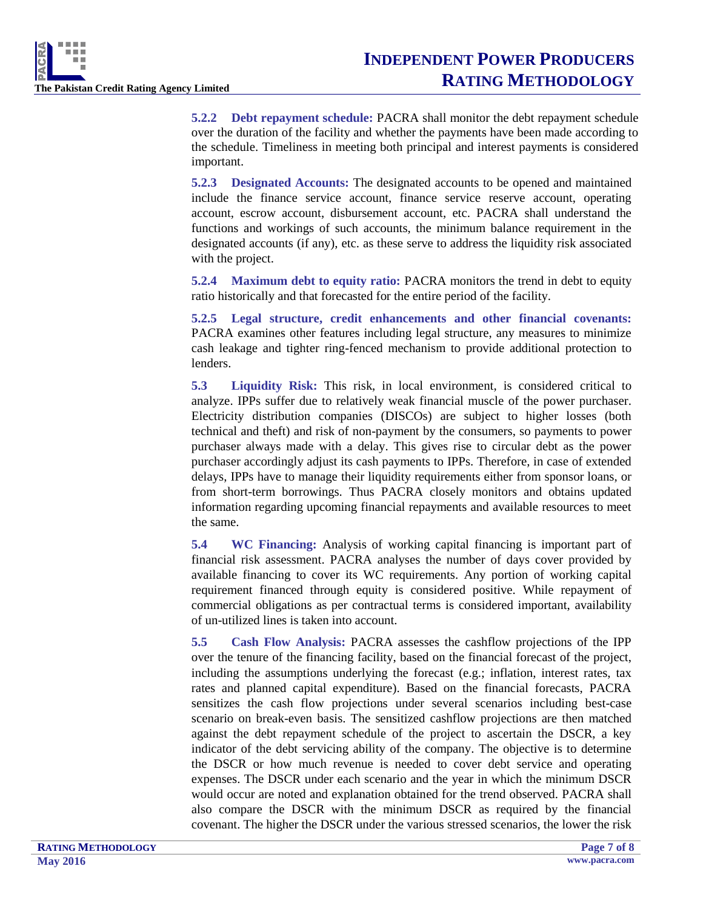**5.2.2 Debt repayment schedule:** PACRA shall monitor the debt repayment schedule over the duration of the facility and whether the payments have been made according to the schedule. Timeliness in meeting both principal and interest payments is considered important.

**5.2.3 Designated Accounts:** The designated accounts to be opened and maintained include the finance service account, finance service reserve account, operating account, escrow account, disbursement account, etc. PACRA shall understand the functions and workings of such accounts, the minimum balance requirement in the designated accounts (if any), etc. as these serve to address the liquidity risk associated with the project.

**5.2.4 Maximum debt to equity ratio:** PACRA monitors the trend in debt to equity ratio historically and that forecasted for the entire period of the facility.

**5.2.5 Legal structure, credit enhancements and other financial covenants:** PACRA examines other features including legal structure, any measures to minimize cash leakage and tighter ring-fenced mechanism to provide additional protection to lenders.

**5.3 Liquidity Risk:** This risk, in local environment, is considered critical to analyze. IPPs suffer due to relatively weak financial muscle of the power purchaser. Electricity distribution companies (DISCOs) are subject to higher losses (both technical and theft) and risk of non-payment by the consumers, so payments to power purchaser always made with a delay. This gives rise to circular debt as the power purchaser accordingly adjust its cash payments to IPPs. Therefore, in case of extended delays, IPPs have to manage their liquidity requirements either from sponsor loans, or from short-term borrowings. Thus PACRA closely monitors and obtains updated information regarding upcoming financial repayments and available resources to meet the same.

**5.4 WC Financing:** Analysis of working capital financing is important part of financial risk assessment. PACRA analyses the number of days cover provided by available financing to cover its WC requirements. Any portion of working capital requirement financed through equity is considered positive. While repayment of commercial obligations as per contractual terms is considered important, availability of un-utilized lines is taken into account.

**5.5 Cash Flow Analysis:** PACRA assesses the cashflow projections of the IPP over the tenure of the financing facility, based on the financial forecast of the project, including the assumptions underlying the forecast (e.g.; inflation, interest rates, tax rates and planned capital expenditure). Based on the financial forecasts, PACRA sensitizes the cash flow projections under several scenarios including best-case scenario on break-even basis. The sensitized cashflow projections are then matched against the debt repayment schedule of the project to ascertain the DSCR, a key indicator of the debt servicing ability of the company. The objective is to determine the DSCR or how much revenue is needed to cover debt service and operating expenses. The DSCR under each scenario and the year in which the minimum DSCR would occur are noted and explanation obtained for the trend observed. PACRA shall also compare the DSCR with the minimum DSCR as required by the financial covenant. The higher the DSCR under the various stressed scenarios, the lower the risk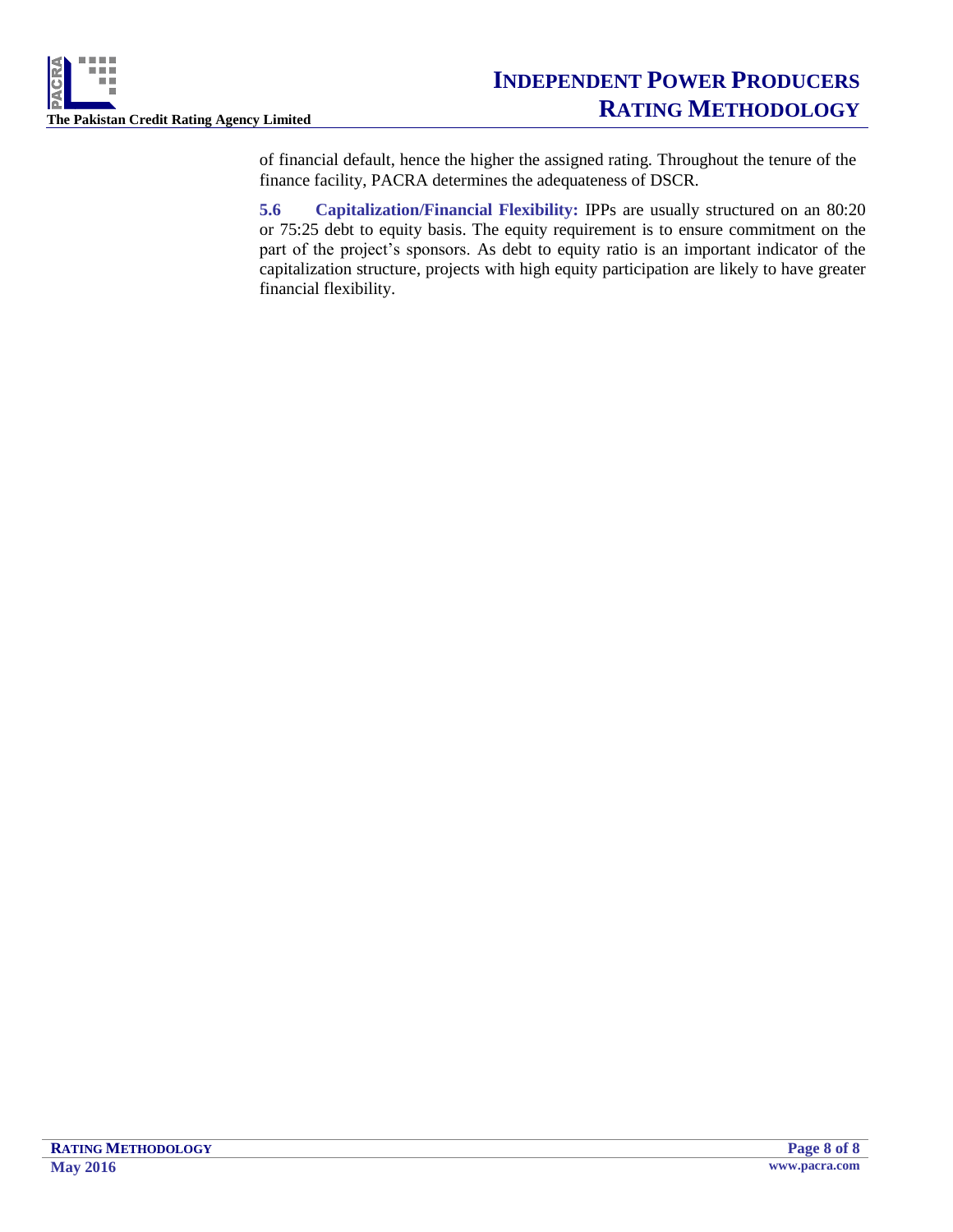of financial default, hence the higher the assigned rating. Throughout the tenure of the finance facility, PACRA determines the adequateness of DSCR.

**5.6 Capitalization/Financial Flexibility:** IPPs are usually structured on an 80:20 or 75:25 debt to equity basis. The equity requirement is to ensure commitment on the part of the project's sponsors. As debt to equity ratio is an important indicator of the capitalization structure, projects with high equity participation are likely to have greater financial flexibility.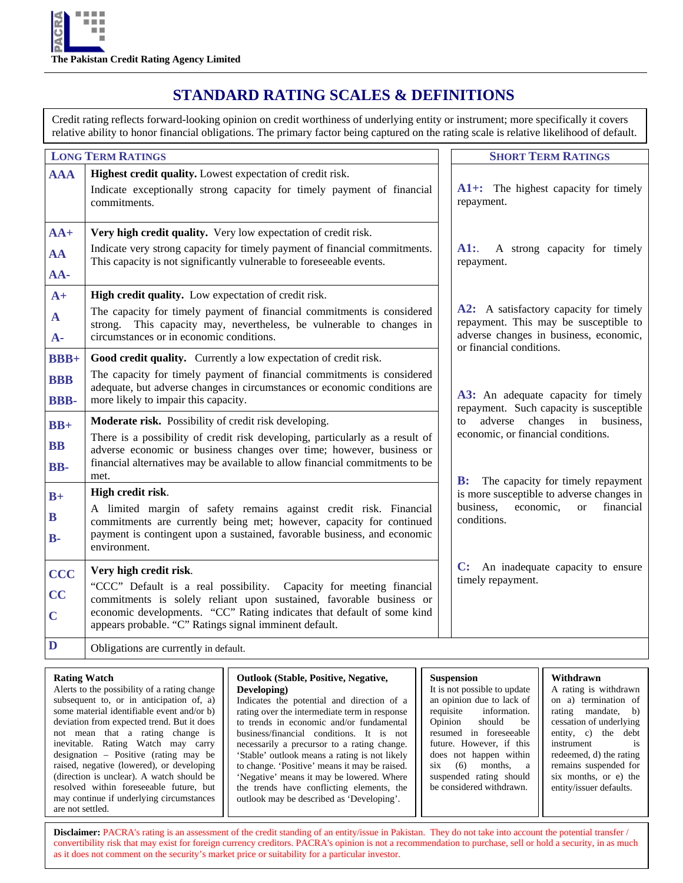The Pakistan Credit Rating Agency Limited

# STANDARD RATING SCALES & DEFINITIONS

Credit rating reflects forward-looking opinion on credit worthiness of underlying entity or instrument; more specifically it covers relative ability to honor financial obligations. The primary factor being captured on the rating scale is relative likelihood of default.

## LONG TERM RATINGS

| | |
|---|---|
| **AAA** | **Highest credit quality.** Lowest expectation of credit risk. Indicate exceptionally strong capacity for timely payment of financial commitments. |
| **AA+**<br>**AA**<br>**AA-** | **Very high credit quality.** Very low expectation of credit risk. Indicate very strong capacity for timely payment of financial commitments. This capacity is not significantly vulnerable to foreseeable events. |
| **A+**<br>**A**<br>**A-** | **High credit quality.** Low expectation of credit risk. The capacity for timely payment of financial commitments is considered strong. This capacity may, nevertheless, be vulnerable to changes in circumstances or in economic conditions. |
| **BBB+**<br>**BBB**<br>**BBB-** | **Good credit quality.** Currently a low expectation of credit risk. The capacity for timely payment of financial commitments is considered adequate, but adverse changes in circumstances or economic conditions are more likely to impair this capacity. |
| **BB+**<br>**BB**<br>**BB-** | **Moderate risk.** Possibility of credit risk developing. There is a possibility of credit risk developing, particularly as a result of adverse economic or business changes over time; however, business or financial alternatives may be available to allow financial commitments to be met. |
| **B+**<br>**B**<br>**B-** | **High credit risk**. A limited margin of safety remains against credit risk. Financial commitments are currently being met; however, capacity for continued payment is contingent upon a sustained, favorable business, and economic environment. |
| **CCC**<br>**CC**<br>**C** | **Very high credit risk**. "CCC" Default is a real possibility. Capacity for meeting financial commitments is solely reliant upon sustained, favorable business or economic developments. "CC" Rating indicates that default of some kind appears probable. "C" Ratings signal imminent default. |
| **D** | Obligations are currently in default. |

## SHORT TERM RATINGS

**A1+:** The highest capacity for timely repayment.

**A1:**. A strong capacity for timely repayment.

**A2:** A satisfactory capacity for timely repayment. This may be susceptible to adverse changes in business, economic, or financial conditions.

**A3:** An adequate capacity for timely repayment. Such capacity is susceptible to adverse changes in business, economic, or financial conditions.

**B:** The capacity for timely repayment is more susceptible to adverse changes in business, economic, or financial conditions.

**C:** An inadequate capacity to ensure timely repayment.

**Rating Watch**
Alerts to the possibility of a rating change subsequent to, or in anticipation of, a) some material identifiable event and/or b) deviation from expected trend. But it does not mean that a rating change is inevitable. Rating Watch may carry designation – Positive (rating may be raised, negative (lowered), or developing (direction is unclear). A watch should be resolved within foreseeable future, but may continue if underlying circumstances are not settled.

**Outlook (Stable, Positive, Negative, Developing)**
Indicates the potential and direction of a rating over the intermediate term in response to trends in economic and/or fundamental business/financial conditions. It is not necessarily a precursor to a rating change. 'Stable' outlook means a rating is not likely to change. 'Positive' means it may be raised. 'Negative' means it may be lowered. Where the trends have conflicting elements, the outlook may be described as 'Developing'.

**Suspension**
It is not possible to update an opinion due to lack of requisite information. Opinion should be resumed in foreseeable future. However, if this does not happen within six (6) months, a suspended rating should be considered withdrawn.

**Withdrawn**
A rating is withdrawn on a) termination of rating mandate, b) cessation of underlying entity, c) the debt instrument is redeemed, d) the rating remains suspended for six months, or e) the entity/issuer defaults.

**Disclaimer:** PACRA's rating is an assessment of the credit standing of an entity/issue in Pakistan. They do not take into account the potential transfer / convertibility risk that may exist for foreign currency creditors. PACRA's opinion is not a recommendation to purchase, sell or hold a security, in as much as it does not comment on the security's market price or suitability for a particular investor.